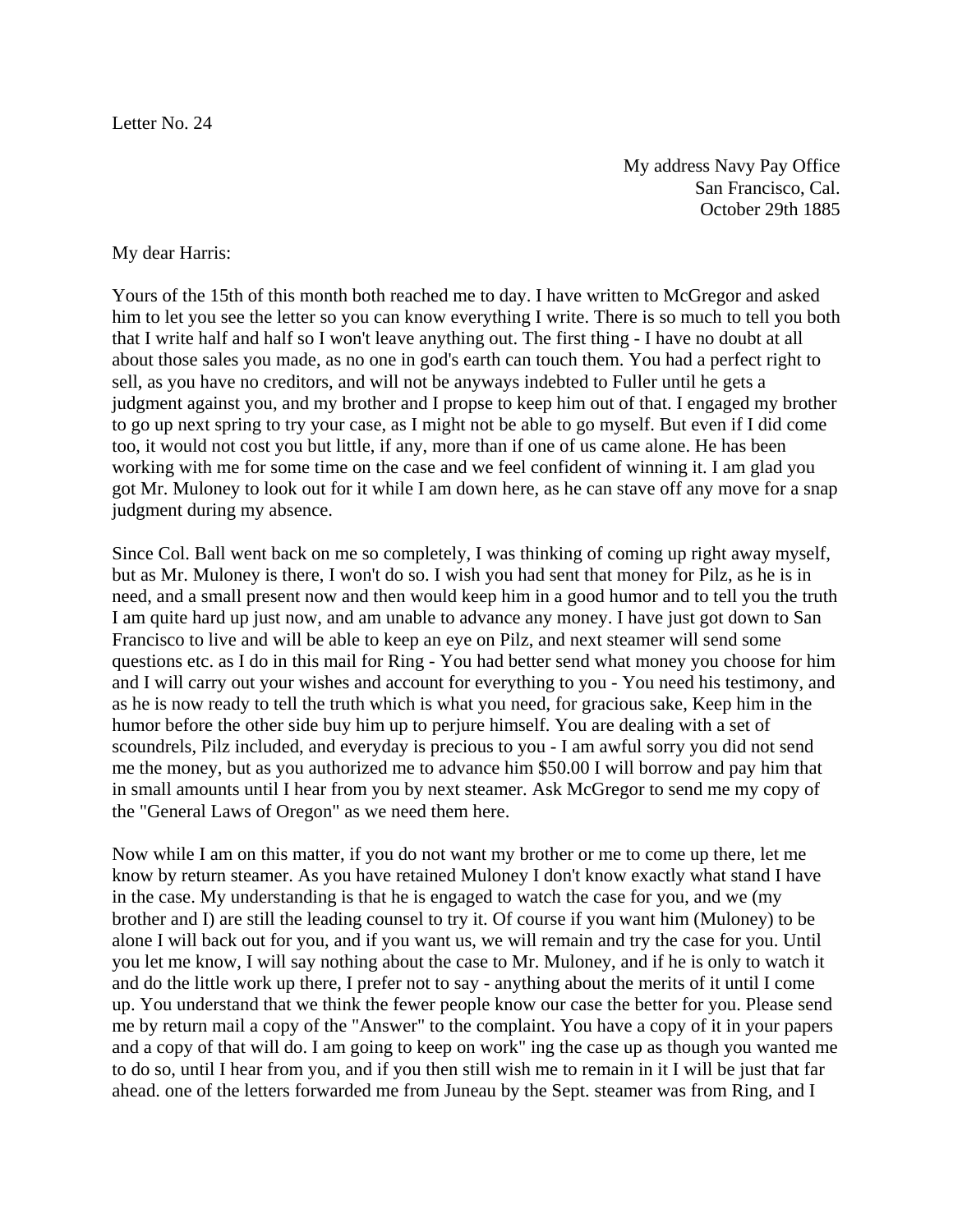Letter No. 24

My address Navy Pay Office
San Francisco, Cal.
October 29th 1885

My dear Harris:

Yours of the 15th of this month both reached me to day. I have written to McGregor and asked him to let you see the letter so you can know everything I write. There is so much to tell you both that I write half and half so I won't leave anything out. The first thing - I have no doubt at all about those sales you made, as no one in god's earth can touch them. You had a perfect right to sell, as you have no creditors, and will not be anyways indebted to Fuller until he gets a judgment against you, and my brother and I propse to keep him out of that. I engaged my brother to go up next spring to try your case, as I might not be able to go myself. But even if I did come too, it would not cost you but little, if any, more than if one of us came alone. He has been working with me for some time on the case and we feel confident of winning it. I am glad you got Mr. Muloney to look out for it while I am down here, as he can stave off any move for a snap judgment during my absence.

Since Col. Ball went back on me so completely, I was thinking of coming up right away myself, but as Mr. Muloney is there, I won't do so. I wish you had sent that money for Pilz, as he is in need, and a small present now and then would keep him in a good humor and to tell you the truth I am quite hard up just now, and am unable to advance any money. I have just got down to San Francisco to live and will be able to keep an eye on Pilz, and next steamer will send some questions etc. as I do in this mail for Ring - You had better send what money you choose for him and I will carry out your wishes and account for everything to you - You need his testimony, and as he is now ready to tell the truth which is what you need, for gracious sake, Keep him in the humor before the other side buy him up to perjure himself. You are dealing with a set of scoundrels, Pilz included, and everyday is precious to you - I am awful sorry you did not send me the money, but as you authorized me to advance him $50.00 I will borrow and pay him that in small amounts until I hear from you by next steamer. Ask McGregor to send me my copy of the "General Laws of Oregon" as we need them here.

Now while I am on this matter, if you do not want my brother or me to come up there, let me know by return steamer. As you have retained Muloney I don't know exactly what stand I have in the case. My understanding is that he is engaged to watch the case for you, and we (my brother and I) are still the leading counsel to try it. Of course if you want him (Muloney) to be alone I will back out for you, and if you want us, we will remain and try the case for you. Until you let me know, I will say nothing about the case to Mr. Muloney, and if he is only to watch it and do the little work up there, I prefer not to say - anything about the merits of it until I come up. You understand that we think the fewer people know our case the better for you. Please send me by return mail a copy of the "Answer" to the complaint. You have a copy of it in your papers and a copy of that will do. I am going to keep on work" ing the case up as though you wanted me to do so, until I hear from you, and if you then still wish me to remain in it I will be just that far ahead. one of the letters forwarded me from Juneau by the Sept. steamer was from Ring, and I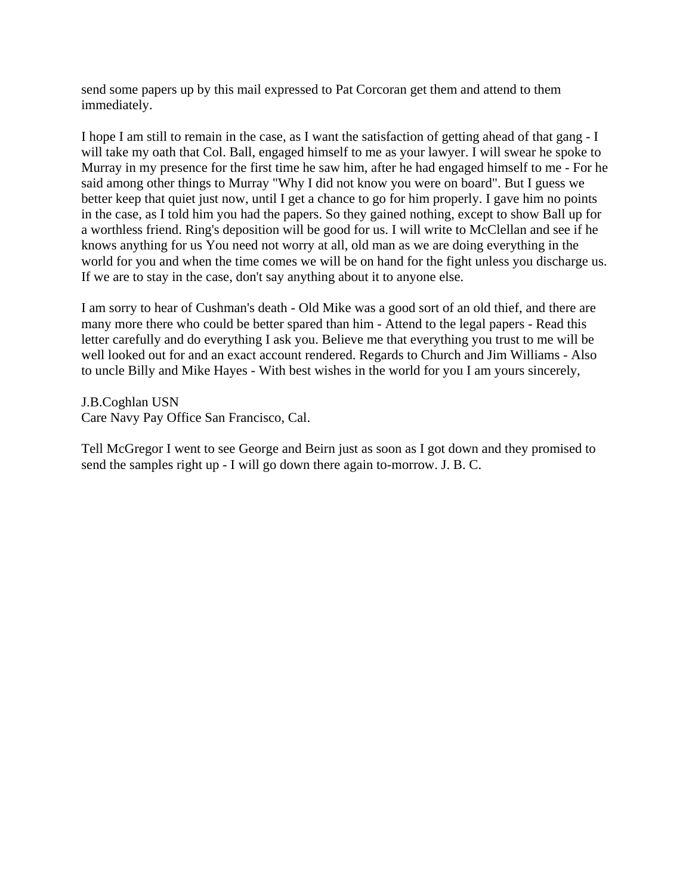send some papers up by this mail expressed to Pat Corcoran get them and attend to them immediately.

I hope I am still to remain in the case, as I want the satisfaction of getting ahead of that gang - I will take my oath that Col. Ball, engaged himself to me as your lawyer. I will swear he spoke to Murray in my presence for the first time he saw him, after he had engaged himself to me - For he said among other things to Murray "Why I did not know you were on board". But I guess we better keep that quiet just now, until I get a chance to go for him properly. I gave him no points in the case, as I told him you had the papers. So they gained nothing, except to show Ball up for a worthless friend. Ring's deposition will be good for us. I will write to McClellan and see if he knows anything for us You need not worry at all, old man as we are doing everything in the world for you and when the time comes we will be on hand for the fight unless you discharge us. If we are to stay in the case, don't say anything about it to anyone else.

I am sorry to hear of Cushman's death - Old Mike was a good sort of an old thief, and there are many more there who could be better spared than him - Attend to the legal papers - Read this letter carefully and do everything I ask you. Believe me that everything you trust to me will be well looked out for and an exact account rendered. Regards to Church and Jim Williams - Also to uncle Billy and Mike Hayes - With best wishes in the world for you I am yours sincerely,

J.B.Coghlan USN
Care Navy Pay Office San Francisco, Cal.

Tell McGregor I went to see George and Beirn just as soon as I got down and they promised to send the samples right up - I will go down there again to-morrow. J. B. C.